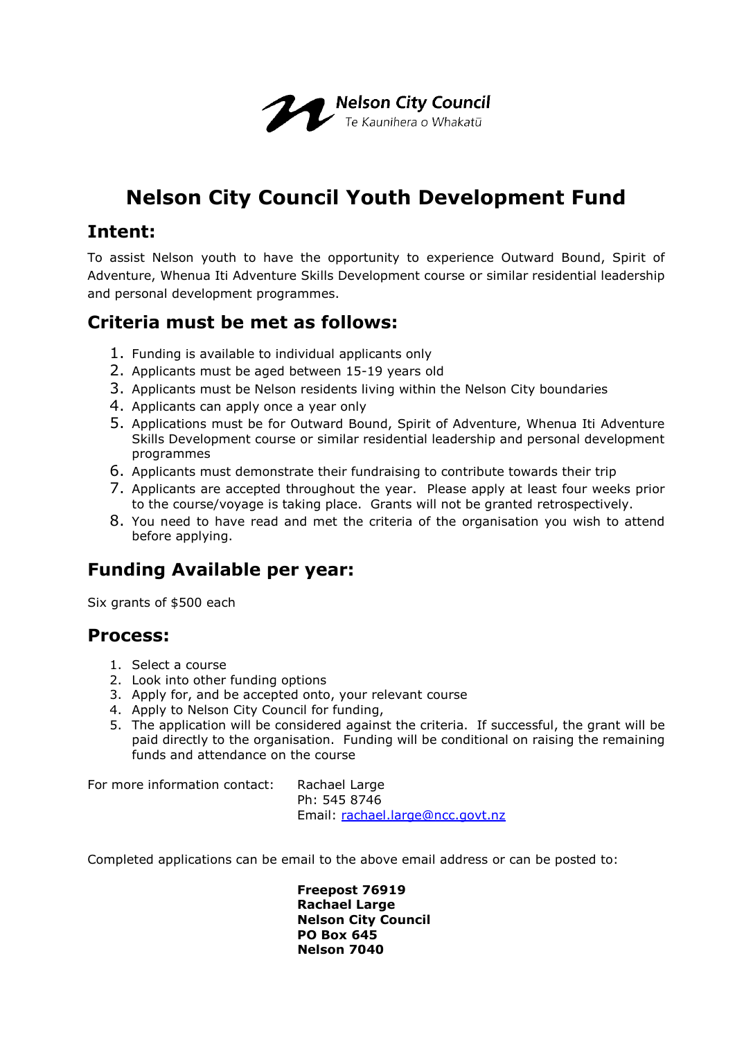Nelson City Council
Te Kaunihera o Whakatū

# Nelson City Council Youth Development Fund

## Intent:

To assist Nelson youth to have the opportunity to experience Outward Bound, Spirit of Adventure, Whenua Iti Adventure Skills Development course or similar residential leadership and personal development programmes.

## Criteria must be met as follows:

1. Funding is available to individual applicants only
2. Applicants must be aged between 15-19 years old
3. Applicants must be Nelson residents living within the Nelson City boundaries
4. Applicants can apply once a year only
5. Applications must be for Outward Bound, Spirit of Adventure, Whenua Iti Adventure Skills Development course or similar residential leadership and personal development programmes
6. Applicants must demonstrate their fundraising to contribute towards their trip
7. Applicants are accepted throughout the year. Please apply at least four weeks prior to the course/voyage is taking place. Grants will not be granted retrospectively.
8. You need to have read and met the criteria of the organisation you wish to attend before applying.

## Funding Available per year:

Six grants of $500 each

## Process:

1. Select a course
2. Look into other funding options
3. Apply for, and be accepted onto, your relevant course
4. Apply to Nelson City Council for funding,
5. The application will be considered against the criteria. If successful, the grant will be paid directly to the organisation. Funding will be conditional on raising the remaining funds and attendance on the course

For more information contact: Rachael Large
Ph: 545 8746
Email: rachael.large@ncc.govt.nz

Completed applications can be email to the above email address or can be posted to:

**Freepost 76919**
**Rachael Large**
**Nelson City Council**
**PO Box 645**
**Nelson 7040**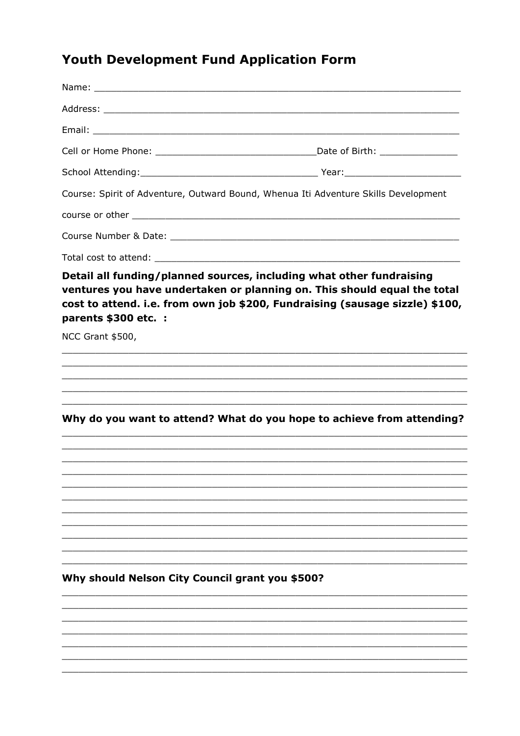# Youth Development Fund Application Form

Name: ___________________________________________________________________

Address: _________________________________________________________________

Email: ___________________________________________________________________

Cell or Home Phone: _____________________________Date of Birth: _____________

School Attending:_______________________________ Year:____________________

Course: Spirit of Adventure, Outward Bound, Whenua Iti Adventure Skills Development

course or other __________________________________________________________

Course Number & Date: ____________________________________________________

Total cost to attend: ______________________________________________________

**Detail all funding/planned sources, including what other fundraising ventures you have undertaken or planning on. This should equal the total cost to attend. i.e. from own job $200, Fundraising (sausage sizzle) $100, parents $300 etc. :**

NCC Grant $500,

_____________________________________________________________________
_____________________________________________________________________
_____________________________________________________________________
_____________________________________________________________________
_____________________________________________________________________

**Why do you want to attend? What do you hope to achieve from attending?**

_____________________________________________________________________
_____________________________________________________________________
_____________________________________________________________________
_____________________________________________________________________
_____________________________________________________________________
_____________________________________________________________________
_____________________________________________________________________
_____________________________________________________________________
_____________________________________________________________________
_____________________________________________________________________
_____________________________________________________________________

**Why should Nelson City Council grant you $500?**

_____________________________________________________________________
_____________________________________________________________________
_____________________________________________________________________
_____________________________________________________________________
_____________________________________________________________________
_____________________________________________________________________
_____________________________________________________________________